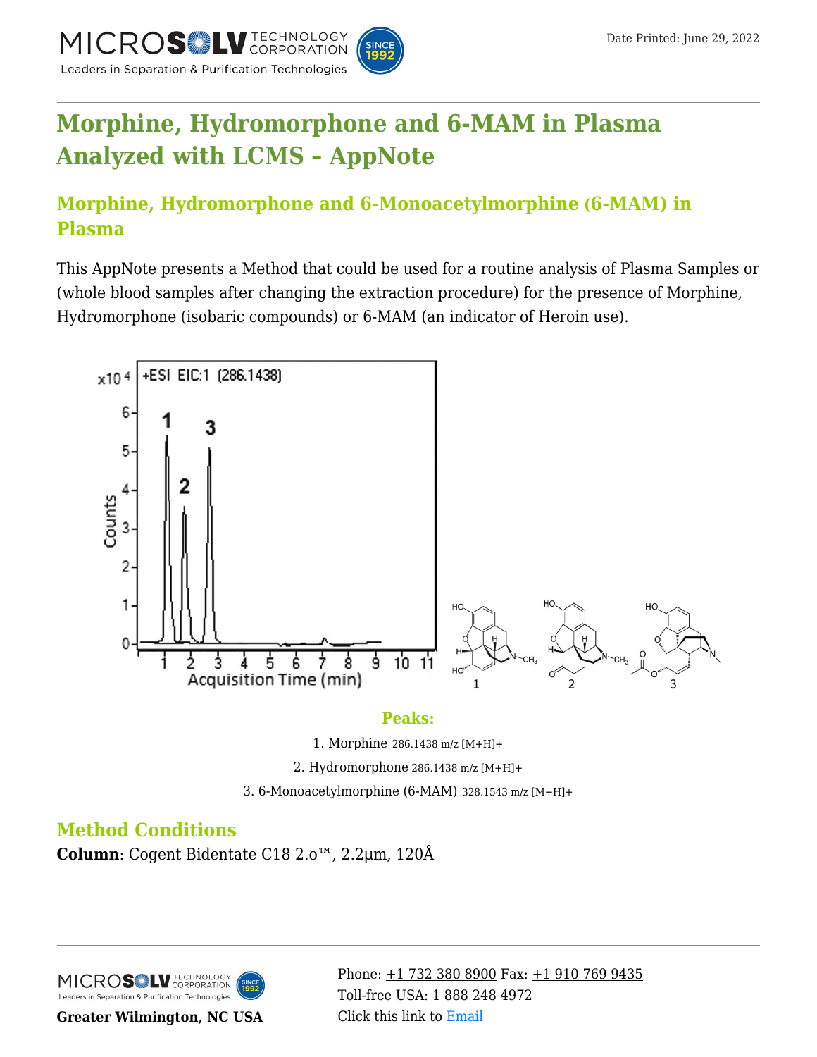# Morphine, Hydromorphone and 6-MAM in Plasma Analyzed with LCMS – AppNote

## Morphine, Hydromorphone and 6-Monoacetylmorphine (6-MAM) in Plasma

This AppNote presents a Method that could be used for a routine analysis of Plasma Samples or (whole blood samples after changing the extraction procedure) for the presence of Morphine, Hydromorphone (isobaric compounds) or 6-MAM (an indicator of Heroin use).

**Peaks:**

1. Morphine 286.1438 m/z [M+H]+
2. Hydromorphone 286.1438 m/z [M+H]+
3. 6-Monoacetylmorphine (6-MAM) 328.1543 m/z [M+H]+

## Method Conditions

**Column**: Cogent Bidentate C18 2.o™, 2.2µm, 120Å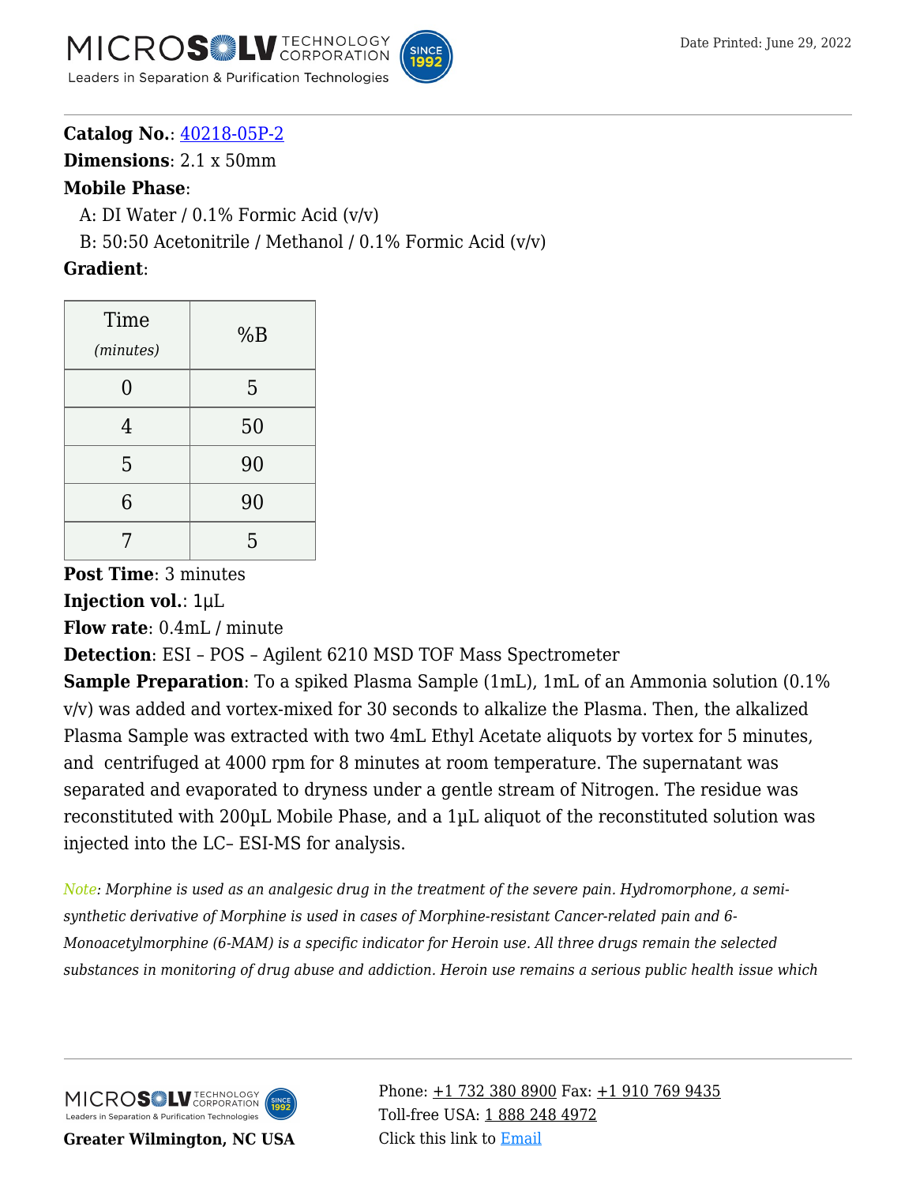**Catalog No.**: [40218-05P-2]()
**Dimensions**: 2.1 x 50mm
**Mobile Phase**:

A: DI Water / 0.1% Formic Acid (v/v)
B: 50:50 Acetonitrile / Methanol / 0.1% Formic Acid (v/v)

**Gradient**:

| Time *(minutes)* | %B |
|---|---|
| 0 | 5 |
| 4 | 50 |
| 5 | 90 |
| 6 | 90 |
| 7 | 5 |

**Post Time**: 3 minutes
**Injection vol.**: 1µL
**Flow rate**: 0.4mL / minute
**Detection**: ESI – POS – Agilent 6210 MSD TOF Mass Spectrometer
**Sample Preparation**: To a spiked Plasma Sample (1mL), 1mL of an Ammonia solution (0.1% v/v) was added and vortex-mixed for 30 seconds to alkalize the Plasma. Then, the alkalized Plasma Sample was extracted with two 4mL Ethyl Acetate aliquots by vortex for 5 minutes, and centrifuged at 4000 rpm for 8 minutes at room temperature. The supernatant was separated and evaporated to dryness under a gentle stream of Nitrogen. The residue was reconstituted with 200µL Mobile Phase, and a 1µL aliquot of the reconstituted solution was injected into the LC– ESI-MS for analysis.

*Note: Morphine is used as an analgesic drug in the treatment of the severe pain. Hydromorphone, a semi-synthetic derivative of Morphine is used in cases of Morphine-resistant Cancer-related pain and 6-Monoacetylmorphine (6-MAM) is a specific indicator for Heroin use. All three drugs remain the selected substances in monitoring of drug abuse and addiction. Heroin use remains a serious public health issue which*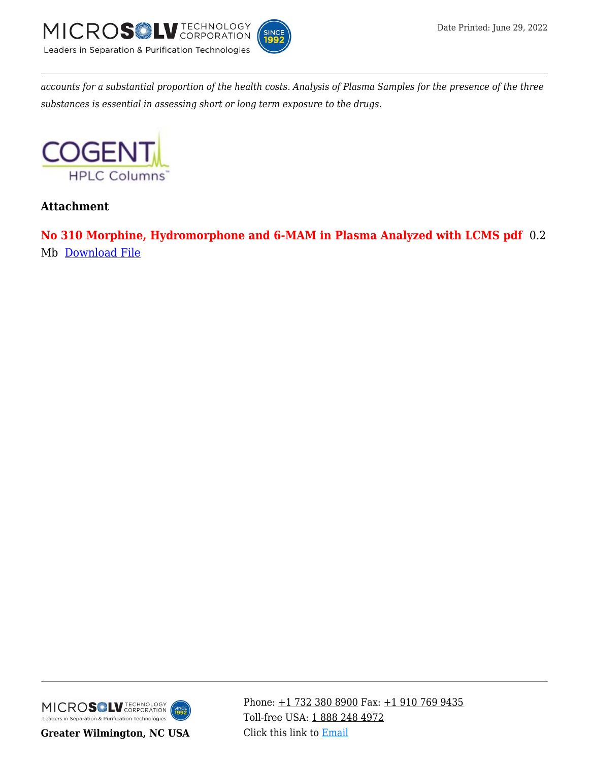*accounts for a substantial proportion of the health costs. Analysis of Plasma Samples for the presence of the three substances is essential in assessing short or long term exposure to the drugs.*

### Attachment

**No 310 Morphine, Hydromorphone and 6-MAM in Plasma Analyzed with LCMS pdf** 0.2 Mb [Download File]